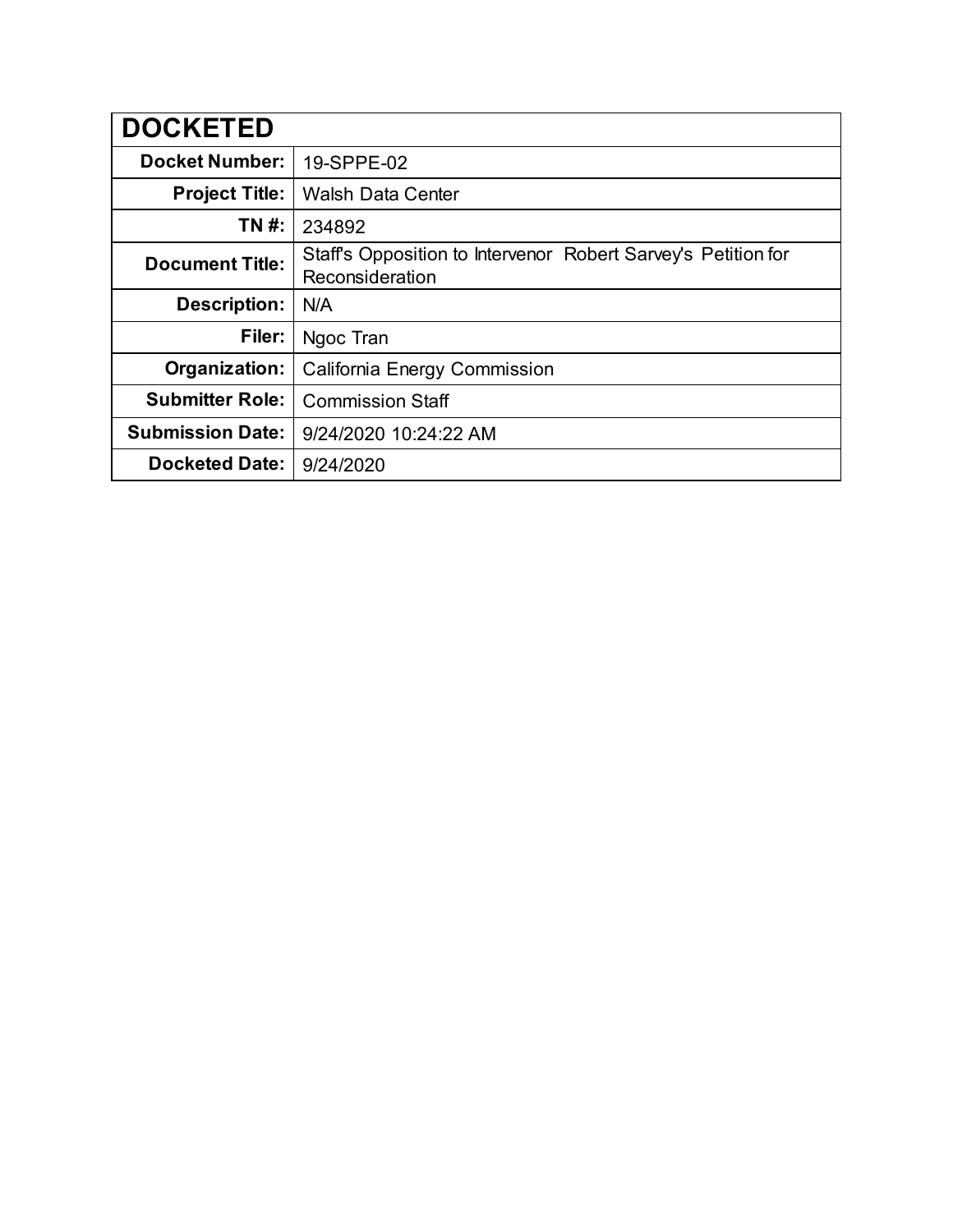| **DOCKETED** | |
| --- | --- |
| **Docket Number:** | 19-SPPE-02 |
| **Project Title:** | Walsh Data Center |
| **TN #:** | 234892 |
| **Document Title:** | Staff's Opposition to Intervenor Robert Sarvey's Petition for Reconsideration |
| **Description:** | N/A |
| **Filer:** | Ngoc Tran |
| **Organization:** | California Energy Commission |
| **Submitter Role:** | Commission Staff |
| **Submission Date:** | 9/24/2020 10:24:22 AM |
| **Docketed Date:** | 9/24/2020 |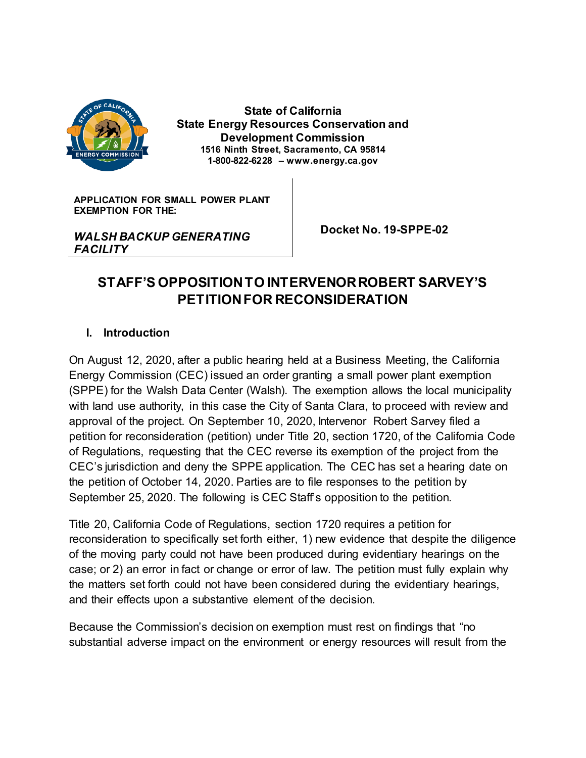State of California
State Energy Resources Conservation and Development Commission
1516 Ninth Street, Sacramento, CA 95814
1-800-822-6228 – www.energy.ca.gov

| APPLICATION FOR SMALL POWER PLANT EXEMPTION FOR THE: *WALSH BACKUP GENERATING FACILITY* | Docket No. 19-SPPE-02 |
| --- | --- |

# STAFF'S OPPOSITION TO INTERVENOR ROBERT SARVEY'S PETITION FOR RECONSIDERATION

## I. Introduction

On August 12, 2020, after a public hearing held at a Business Meeting, the California Energy Commission (CEC) issued an order granting a small power plant exemption (SPPE) for the Walsh Data Center (Walsh). The exemption allows the local municipality with land use authority, in this case the City of Santa Clara, to proceed with review and approval of the project. On September 10, 2020, Intervenor Robert Sarvey filed a petition for reconsideration (petition) under Title 20, section 1720, of the California Code of Regulations, requesting that the CEC reverse its exemption of the project from the CEC's jurisdiction and deny the SPPE application. The CEC has set a hearing date on the petition of October 14, 2020. Parties are to file responses to the petition by September 25, 2020. The following is CEC Staff's opposition to the petition.

Title 20, California Code of Regulations, section 1720 requires a petition for reconsideration to specifically set forth either, 1) new evidence that despite the diligence of the moving party could not have been produced during evidentiary hearings on the case; or 2) an error in fact or change or error of law. The petition must fully explain why the matters set forth could not have been considered during the evidentiary hearings, and their effects upon a substantive element of the decision.

Because the Commission's decision on exemption must rest on findings that "no substantial adverse impact on the environment or energy resources will result from the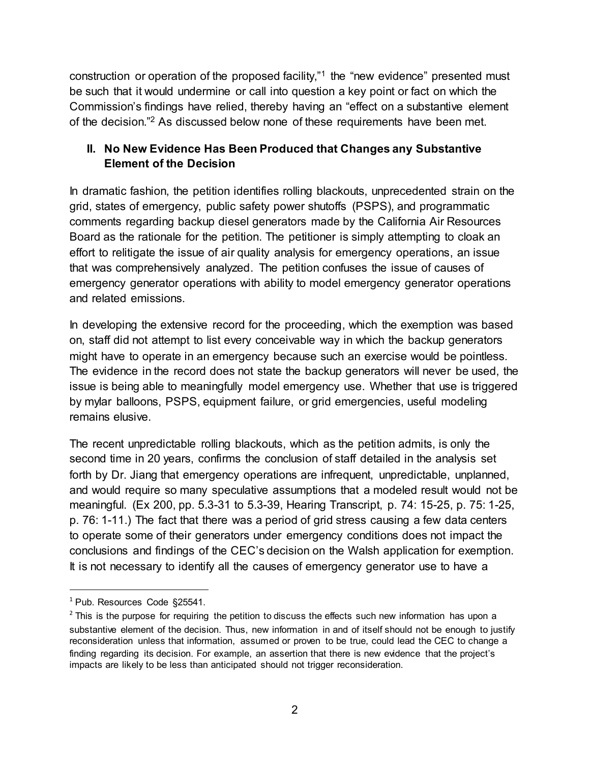construction or operation of the proposed facility,"[1] the "new evidence" presented must be such that it would undermine or call into question a key point or fact on which the Commission's findings have relied, thereby having an "effect on a substantive element of the decision."[2] As discussed below none of these requirements have been met.

## II. No New Evidence Has Been Produced that Changes any Substantive Element of the Decision

In dramatic fashion, the petition identifies rolling blackouts, unprecedented strain on the grid, states of emergency, public safety power shutoffs (PSPS), and programmatic comments regarding backup diesel generators made by the California Air Resources Board as the rationale for the petition. The petitioner is simply attempting to cloak an effort to relitigate the issue of air quality analysis for emergency operations, an issue that was comprehensively analyzed. The petition confuses the issue of causes of emergency generator operations with ability to model emergency generator operations and related emissions.

In developing the extensive record for the proceeding, which the exemption was based on, staff did not attempt to list every conceivable way in which the backup generators might have to operate in an emergency because such an exercise would be pointless. The evidence in the record does not state the backup generators will never be used, the issue is being able to meaningfully model emergency use. Whether that use is triggered by mylar balloons, PSPS, equipment failure, or grid emergencies, useful modeling remains elusive.

The recent unpredictable rolling blackouts, which as the petition admits, is only the second time in 20 years, confirms the conclusion of staff detailed in the analysis set forth by Dr. Jiang that emergency operations are infrequent, unpredictable, unplanned, and would require so many speculative assumptions that a modeled result would not be meaningful. (Ex 200, pp. 5.3-31 to 5.3-39, Hearing Transcript, p. 74: 15-25, p. 75: 1-25, p. 76: 1-11.) The fact that there was a period of grid stress causing a few data centers to operate some of their generators under emergency conditions does not impact the conclusions and findings of the CEC's decision on the Walsh application for exemption. It is not necessary to identify all the causes of emergency generator use to have a

---

[1] Pub. Resources Code §25541.

[2] This is the purpose for requiring the petition to discuss the effects such new information has upon a substantive element of the decision. Thus, new information in and of itself should not be enough to justify reconsideration unless that information, assumed or proven to be true, could lead the CEC to change a finding regarding its decision. For example, an assertion that there is new evidence that the project's impacts are likely to be less than anticipated should not trigger reconsideration.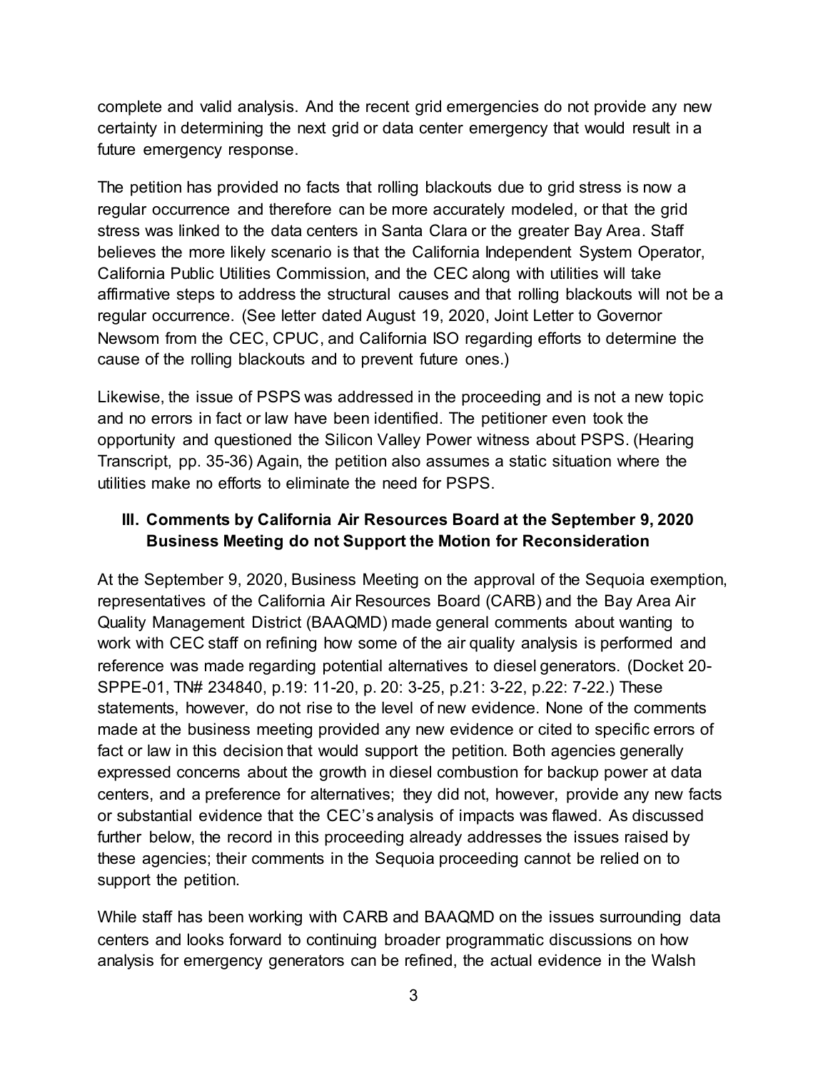complete and valid analysis. And the recent grid emergencies do not provide any new certainty in determining the next grid or data center emergency that would result in a future emergency response.

The petition has provided no facts that rolling blackouts due to grid stress is now a regular occurrence and therefore can be more accurately modeled, or that the grid stress was linked to the data centers in Santa Clara or the greater Bay Area. Staff believes the more likely scenario is that the California Independent System Operator, California Public Utilities Commission, and the CEC along with utilities will take affirmative steps to address the structural causes and that rolling blackouts will not be a regular occurrence. (See letter dated August 19, 2020, Joint Letter to Governor Newsom from the CEC, CPUC, and California ISO regarding efforts to determine the cause of the rolling blackouts and to prevent future ones.)

Likewise, the issue of PSPS was addressed in the proceeding and is not a new topic and no errors in fact or law have been identified. The petitioner even took the opportunity and questioned the Silicon Valley Power witness about PSPS. (Hearing Transcript, pp. 35-36) Again, the petition also assumes a static situation where the utilities make no efforts to eliminate the need for PSPS.

## III. Comments by California Air Resources Board at the September 9, 2020 Business Meeting do not Support the Motion for Reconsideration

At the September 9, 2020, Business Meeting on the approval of the Sequoia exemption, representatives of the California Air Resources Board (CARB) and the Bay Area Air Quality Management District (BAAQMD) made general comments about wanting to work with CEC staff on refining how some of the air quality analysis is performed and reference was made regarding potential alternatives to diesel generators. (Docket 20-SPPE-01, TN# 234840, p.19: 11-20, p. 20: 3-25, p.21: 3-22, p.22: 7-22.) These statements, however, do not rise to the level of new evidence. None of the comments made at the business meeting provided any new evidence or cited to specific errors of fact or law in this decision that would support the petition. Both agencies generally expressed concerns about the growth in diesel combustion for backup power at data centers, and a preference for alternatives; they did not, however, provide any new facts or substantial evidence that the CEC's analysis of impacts was flawed. As discussed further below, the record in this proceeding already addresses the issues raised by these agencies; their comments in the Sequoia proceeding cannot be relied on to support the petition.

While staff has been working with CARB and BAAQMD on the issues surrounding data centers and looks forward to continuing broader programmatic discussions on how analysis for emergency generators can be refined, the actual evidence in the Walsh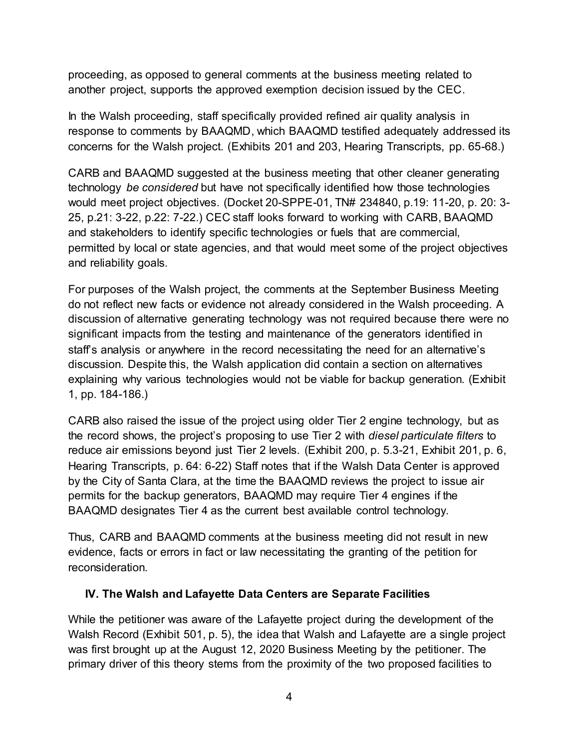proceeding, as opposed to general comments at the business meeting related to another project, supports the approved exemption decision issued by the CEC.

In the Walsh proceeding, staff specifically provided refined air quality analysis in response to comments by BAAQMD, which BAAQMD testified adequately addressed its concerns for the Walsh project. (Exhibits 201 and 203, Hearing Transcripts, pp. 65-68.)

CARB and BAAQMD suggested at the business meeting that other cleaner generating technology *be considered* but have not specifically identified how those technologies would meet project objectives. (Docket 20-SPPE-01, TN# 234840, p.19: 11-20, p. 20: 3-25, p.21: 3-22, p.22: 7-22.) CEC staff looks forward to working with CARB, BAAQMD and stakeholders to identify specific technologies or fuels that are commercial, permitted by local or state agencies, and that would meet some of the project objectives and reliability goals.

For purposes of the Walsh project, the comments at the September Business Meeting do not reflect new facts or evidence not already considered in the Walsh proceeding. A discussion of alternative generating technology was not required because there were no significant impacts from the testing and maintenance of the generators identified in staff's analysis or anywhere in the record necessitating the need for an alternative's discussion. Despite this, the Walsh application did contain a section on alternatives explaining why various technologies would not be viable for backup generation. (Exhibit 1, pp. 184-186.)

CARB also raised the issue of the project using older Tier 2 engine technology, but as the record shows, the project's proposing to use Tier 2 with *diesel particulate filters* to reduce air emissions beyond just Tier 2 levels. (Exhibit 200, p. 5.3-21, Exhibit 201, p. 6, Hearing Transcripts, p. 64: 6-22) Staff notes that if the Walsh Data Center is approved by the City of Santa Clara, at the time the BAAQMD reviews the project to issue air permits for the backup generators, BAAQMD may require Tier 4 engines if the BAAQMD designates Tier 4 as the current best available control technology.

Thus, CARB and BAAQMD comments at the business meeting did not result in new evidence, facts or errors in fact or law necessitating the granting of the petition for reconsideration.

## IV. The Walsh and Lafayette Data Centers are Separate Facilities

While the petitioner was aware of the Lafayette project during the development of the Walsh Record (Exhibit 501, p. 5), the idea that Walsh and Lafayette are a single project was first brought up at the August 12, 2020 Business Meeting by the petitioner. The primary driver of this theory stems from the proximity of the two proposed facilities to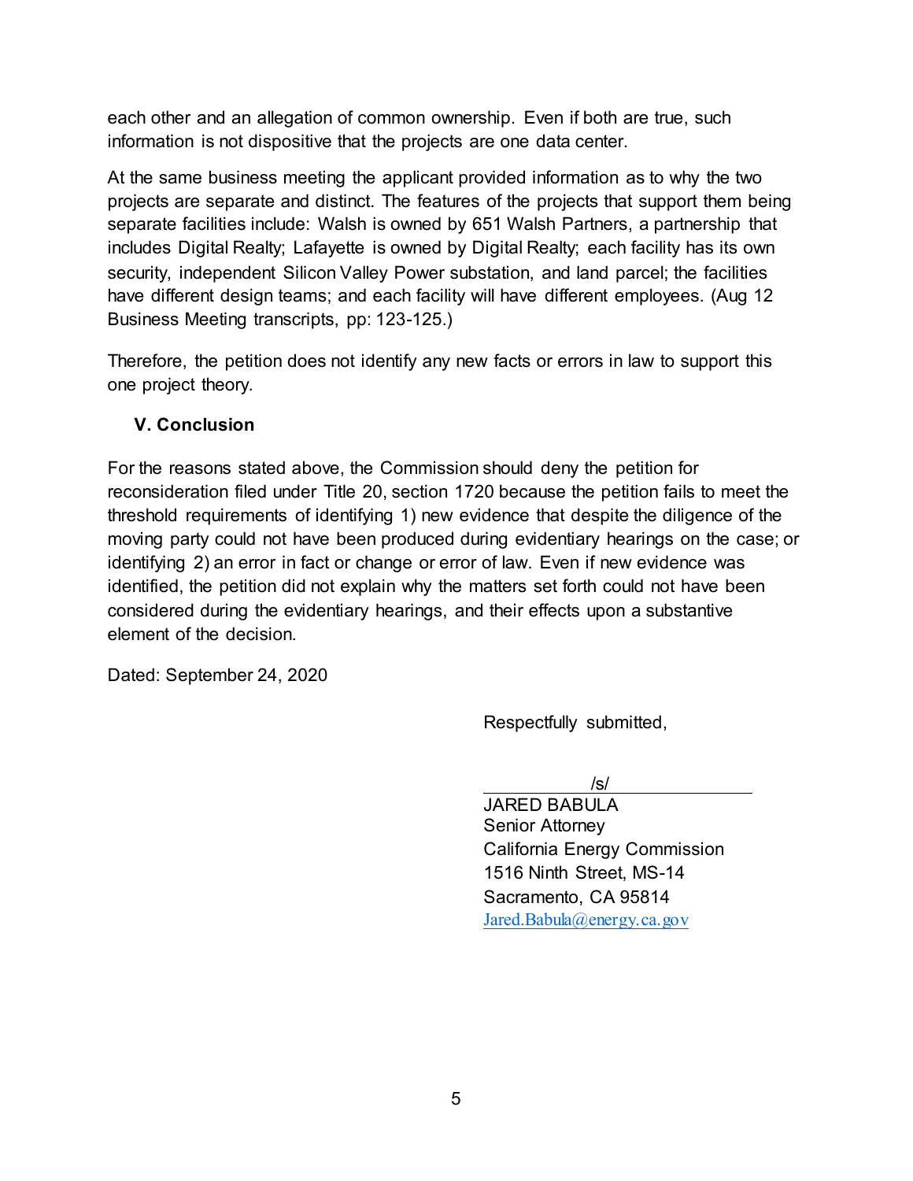each other and an allegation of common ownership. Even if both are true, such information is not dispositive that the projects are one data center.

At the same business meeting the applicant provided information as to why the two projects are separate and distinct. The features of the projects that support them being separate facilities include: Walsh is owned by 651 Walsh Partners, a partnership that includes Digital Realty; Lafayette is owned by Digital Realty; each facility has its own security, independent Silicon Valley Power substation, and land parcel; the facilities have different design teams; and each facility will have different employees. (Aug 12 Business Meeting transcripts, pp: 123-125.)

Therefore, the petition does not identify any new facts or errors in law to support this one project theory.

## V. Conclusion

For the reasons stated above, the Commission should deny the petition for reconsideration filed under Title 20, section 1720 because the petition fails to meet the threshold requirements of identifying 1) new evidence that despite the diligence of the moving party could not have been produced during evidentiary hearings on the case; or identifying 2) an error in fact or change or error of law. Even if new evidence was identified, the petition did not explain why the matters set forth could not have been considered during the evidentiary hearings, and their effects upon a substantive element of the decision.

Dated: September 24, 2020

Respectfully submitted,

/s/

JARED BABULA
Senior Attorney
California Energy Commission
1516 Ninth Street, MS-14
Sacramento, CA 95814
Jared.Babula@energy.ca.gov